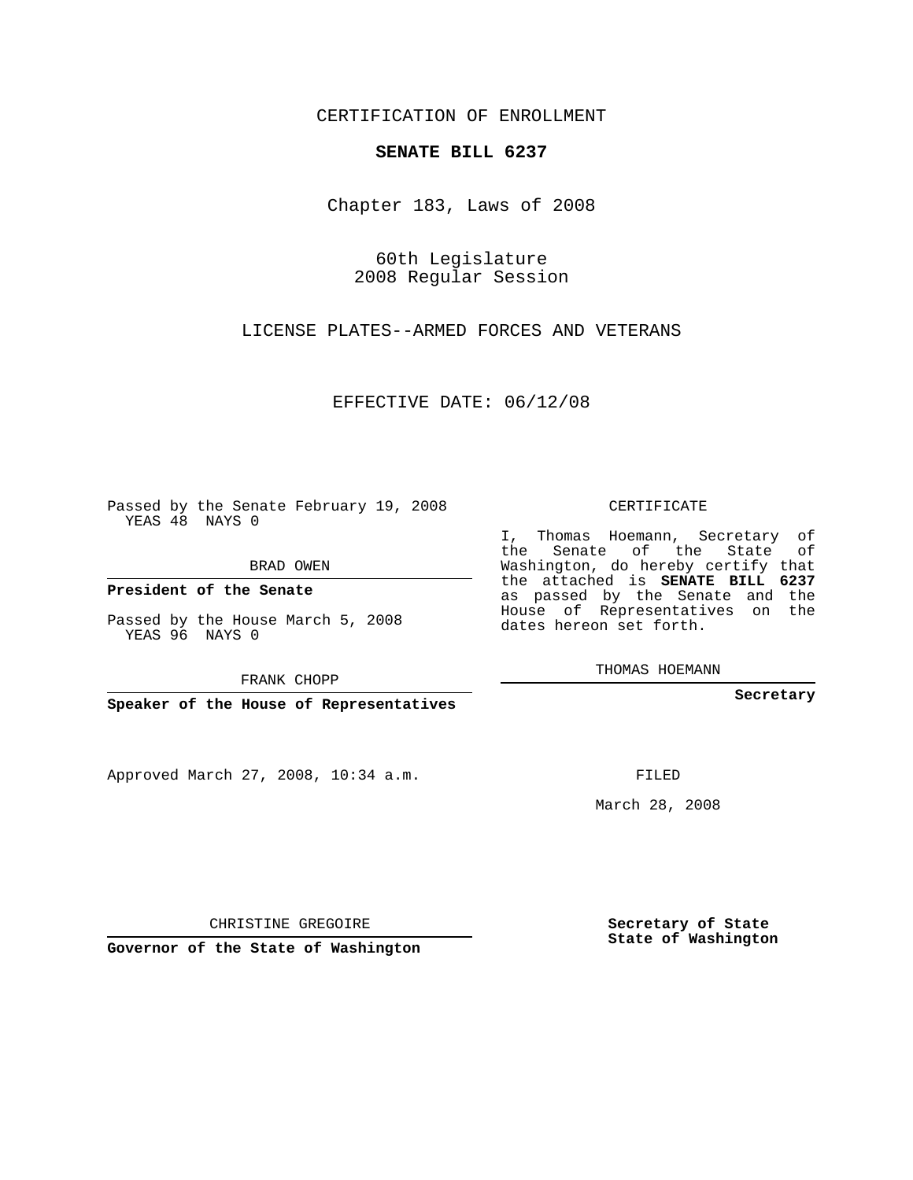CERTIFICATION OF ENROLLMENT

**SENATE BILL 6237**

Chapter 183, Laws of 2008

60th Legislature
2008 Regular Session

LICENSE PLATES--ARMED FORCES AND VETERANS

EFFECTIVE DATE: 06/12/08

Passed by the Senate February 19, 2008
YEAS 48 NAYS 0

BRAD OWEN

**President of the Senate**

Passed by the House March 5, 2008
YEAS 96 NAYS 0

FRANK CHOPP

**Speaker of the House of Representatives**

Approved March 27, 2008, 10:34 a.m.

CHRISTINE GREGOIRE

**Governor of the State of Washington**

CERTIFICATE

I, Thomas Hoemann, Secretary of the Senate of the State of Washington, do hereby certify that the attached is **SENATE BILL 6237** as passed by the Senate and the House of Representatives on the dates hereon set forth.

THOMAS HOEMANN

**Secretary**

FILED

March 28, 2008

**Secretary of State**
**State of Washington**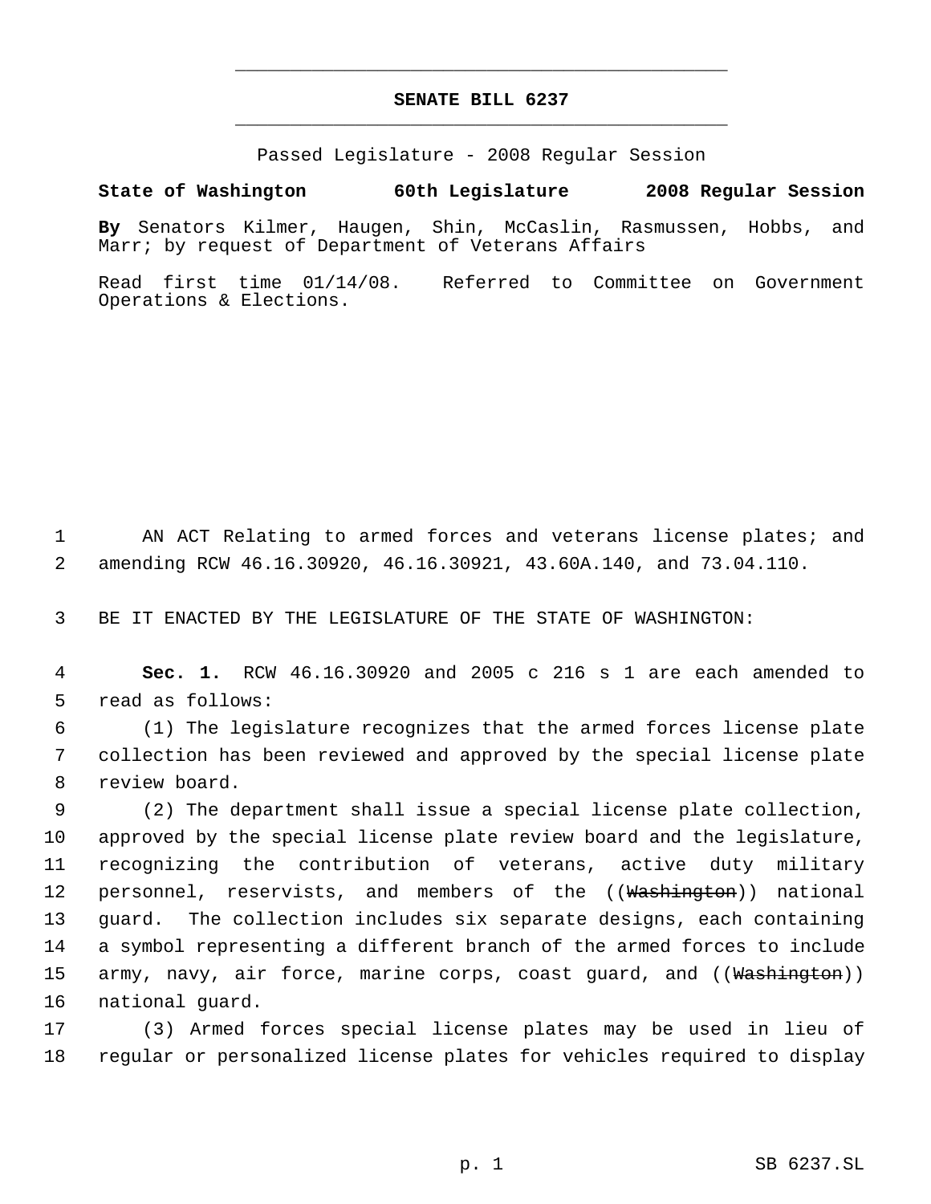# SENATE BILL 6237

Passed Legislature - 2008 Regular Session

**State of Washington 60th Legislature 2008 Regular Session**

**By** Senators Kilmer, Haugen, Shin, McCaslin, Rasmussen, Hobbs, and Marr; by request of Department of Veterans Affairs

Read first time 01/14/08. Referred to Committee on Government Operations & Elections.

AN ACT Relating to armed forces and veterans license plates; and amending RCW 46.16.30920, 46.16.30921, 43.60A.140, and 73.04.110.

BE IT ENACTED BY THE LEGISLATURE OF THE STATE OF WASHINGTON:

**Sec. 1.** RCW 46.16.30920 and 2005 c 216 s 1 are each amended to read as follows:

(1) The legislature recognizes that the armed forces license plate collection has been reviewed and approved by the special license plate review board.

(2) The department shall issue a special license plate collection, approved by the special license plate review board and the legislature, recognizing the contribution of veterans, active duty military personnel, reservists, and members of the ((~~Washington~~)) national guard. The collection includes six separate designs, each containing a symbol representing a different branch of the armed forces to include army, navy, air force, marine corps, coast guard, and ((~~Washington~~)) national guard.

(3) Armed forces special license plates may be used in lieu of regular or personalized license plates for vehicles required to display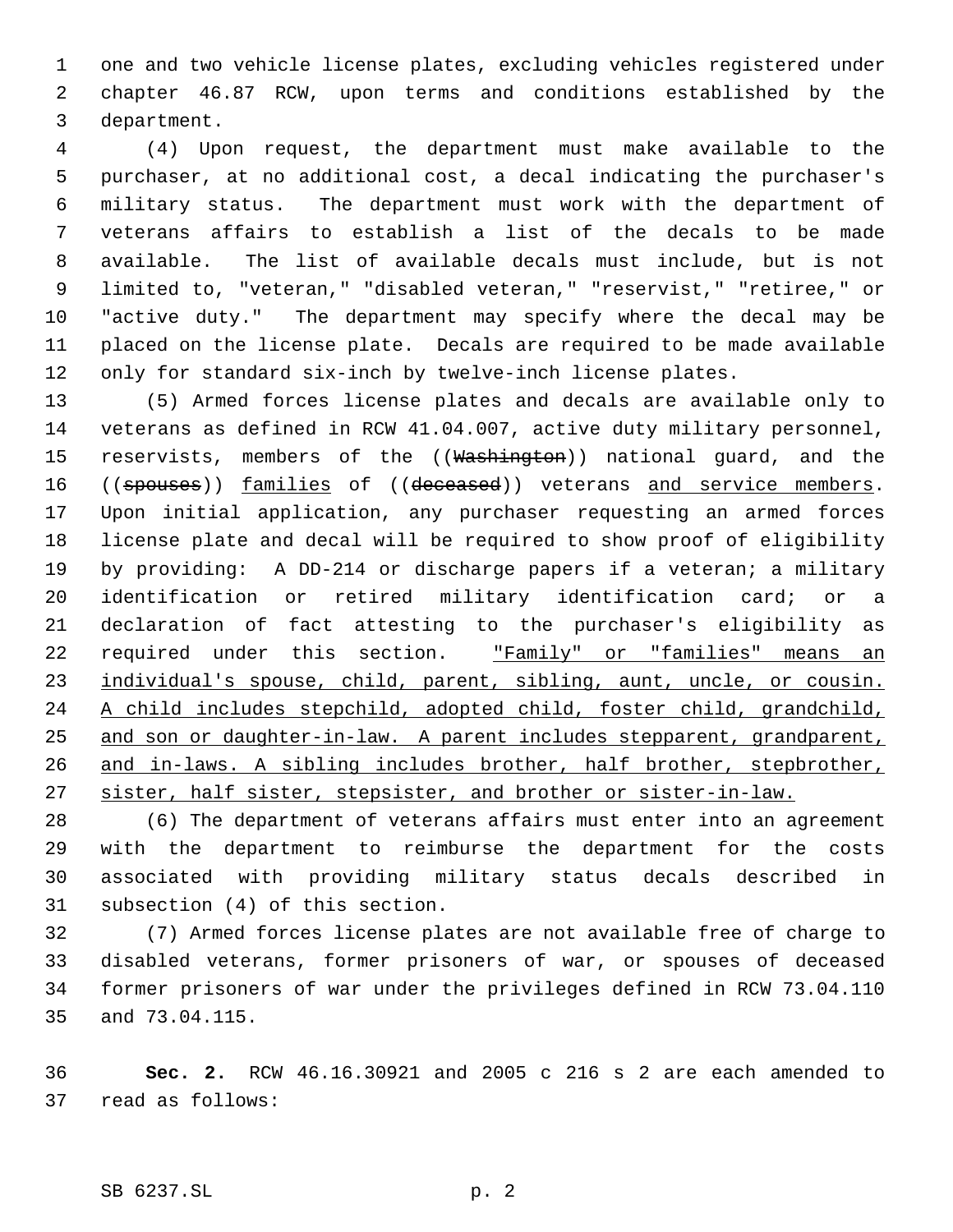one and two vehicle license plates, excluding vehicles registered under chapter 46.87 RCW, upon terms and conditions established by the department.

(4) Upon request, the department must make available to the purchaser, at no additional cost, a decal indicating the purchaser's military status. The department must work with the department of veterans affairs to establish a list of the decals to be made available. The list of available decals must include, but is not limited to, "veteran," "disabled veteran," "reservist," "retiree," or "active duty." The department may specify where the decal may be placed on the license plate. Decals are required to be made available only for standard six-inch by twelve-inch license plates.

(5) Armed forces license plates and decals are available only to veterans as defined in RCW 41.04.007, active duty military personnel, reservists, members of the ((~~Washington~~)) national guard, and the ((~~spouses~~)) families of ((~~deceased~~)) veterans and service members. Upon initial application, any purchaser requesting an armed forces license plate and decal will be required to show proof of eligibility by providing: A DD-214 or discharge papers if a veteran; a military identification or retired military identification card; or a declaration of fact attesting to the purchaser's eligibility as required under this section. "Family" or "families" means an individual's spouse, child, parent, sibling, aunt, uncle, or cousin. A child includes stepchild, adopted child, foster child, grandchild, and son or daughter-in-law. A parent includes stepparent, grandparent, and in-laws. A sibling includes brother, half brother, stepbrother, sister, half sister, stepsister, and brother or sister-in-law.

(6) The department of veterans affairs must enter into an agreement with the department to reimburse the department for the costs associated with providing military status decals described in subsection (4) of this section.

(7) Armed forces license plates are not available free of charge to disabled veterans, former prisoners of war, or spouses of deceased former prisoners of war under the privileges defined in RCW 73.04.110 and 73.04.115.

**Sec. 2.** RCW 46.16.30921 and 2005 c 216 s 2 are each amended to read as follows: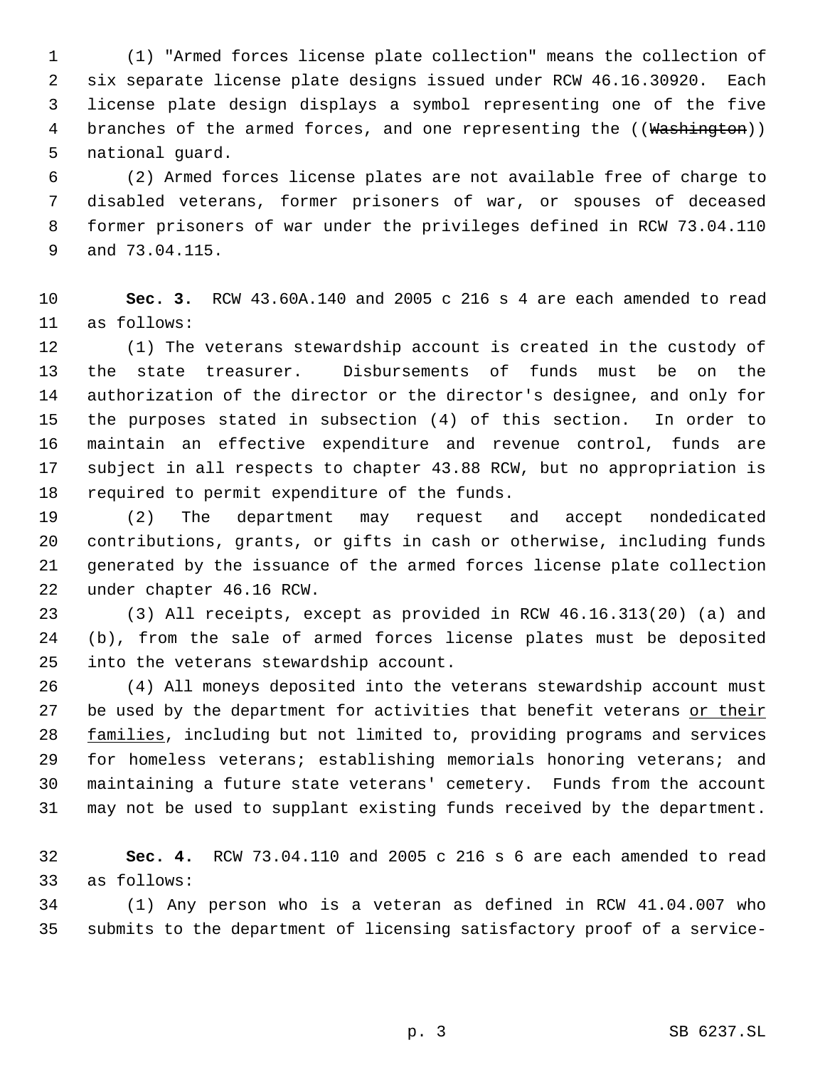(1) "Armed forces license plate collection" means the collection of six separate license plate designs issued under RCW 46.16.30920. Each license plate design displays a symbol representing one of the five branches of the armed forces, and one representing the ((~~Washington~~)) national guard.

(2) Armed forces license plates are not available free of charge to disabled veterans, former prisoners of war, or spouses of deceased former prisoners of war under the privileges defined in RCW 73.04.110 and 73.04.115.

**Sec. 3.** RCW 43.60A.140 and 2005 c 216 s 4 are each amended to read as follows:

(1) The veterans stewardship account is created in the custody of the state treasurer. Disbursements of funds must be on the authorization of the director or the director's designee, and only for the purposes stated in subsection (4) of this section. In order to maintain an effective expenditure and revenue control, funds are subject in all respects to chapter 43.88 RCW, but no appropriation is required to permit expenditure of the funds.

(2) The department may request and accept nondedicated contributions, grants, or gifts in cash or otherwise, including funds generated by the issuance of the armed forces license plate collection under chapter 46.16 RCW.

(3) All receipts, except as provided in RCW 46.16.313(20) (a) and (b), from the sale of armed forces license plates must be deposited into the veterans stewardship account.

(4) All moneys deposited into the veterans stewardship account must be used by the department for activities that benefit veterans <u>or their families</u>, including but not limited to, providing programs and services for homeless veterans; establishing memorials honoring veterans; and maintaining a future state veterans' cemetery. Funds from the account may not be used to supplant existing funds received by the department.

**Sec. 4.** RCW 73.04.110 and 2005 c 216 s 6 are each amended to read as follows:

(1) Any person who is a veteran as defined in RCW 41.04.007 who submits to the department of licensing satisfactory proof of a service-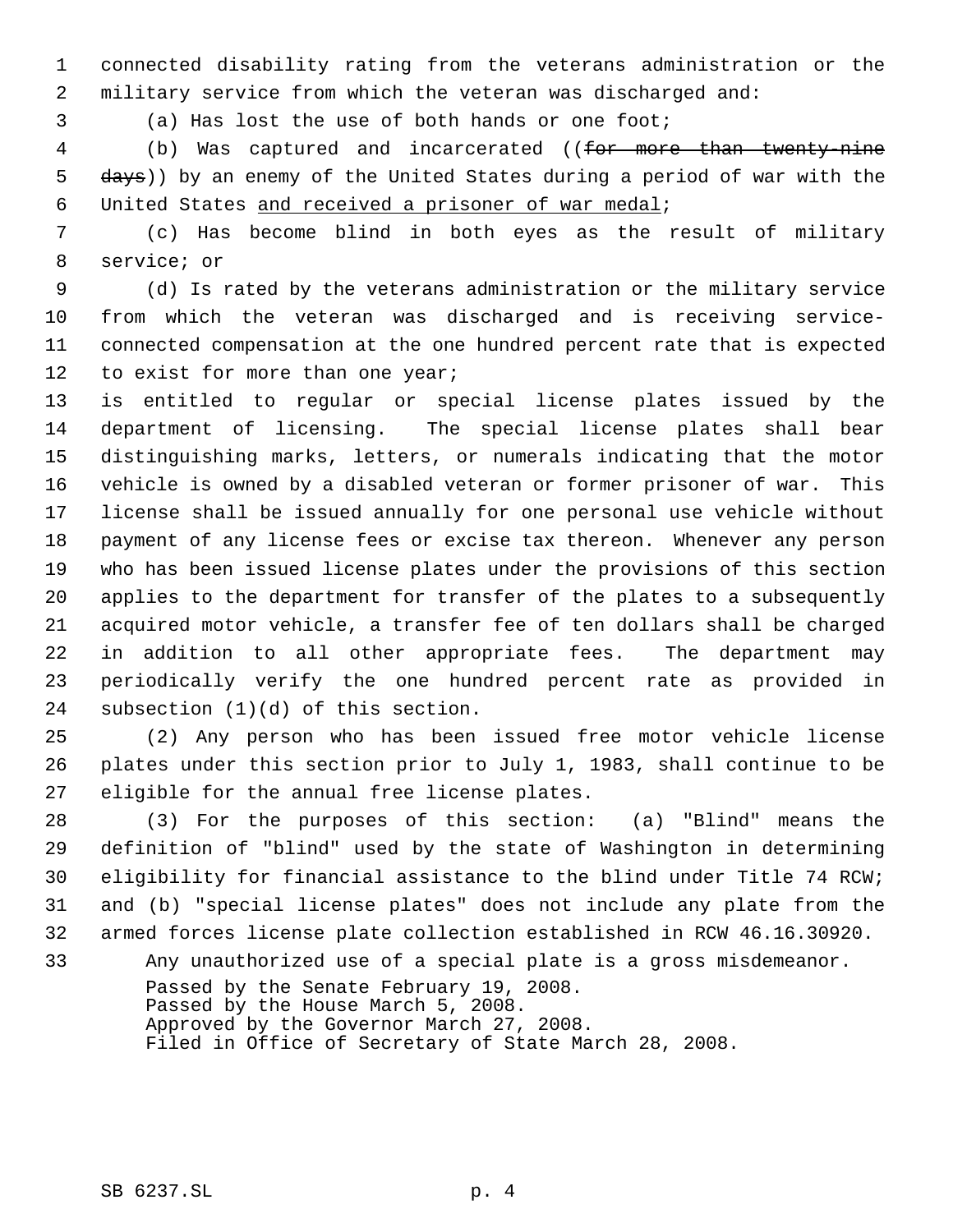connected disability rating from the veterans administration or the military service from which the veteran was discharged and:

(a) Has lost the use of both hands or one foot;

(b) Was captured and incarcerated ((~~for more than twenty-nine days~~)) by an enemy of the United States during a period of war with the United States <u>and received a prisoner of war medal</u>;

(c) Has become blind in both eyes as the result of military service; or

(d) Is rated by the veterans administration or the military service from which the veteran was discharged and is receiving service-connected compensation at the one hundred percent rate that is expected to exist for more than one year;

is entitled to regular or special license plates issued by the department of licensing. The special license plates shall bear distinguishing marks, letters, or numerals indicating that the motor vehicle is owned by a disabled veteran or former prisoner of war. This license shall be issued annually for one personal use vehicle without payment of any license fees or excise tax thereon. Whenever any person who has been issued license plates under the provisions of this section applies to the department for transfer of the plates to a subsequently acquired motor vehicle, a transfer fee of ten dollars shall be charged in addition to all other appropriate fees. The department may periodically verify the one hundred percent rate as provided in subsection (1)(d) of this section.

(2) Any person who has been issued free motor vehicle license plates under this section prior to July 1, 1983, shall continue to be eligible for the annual free license plates.

(3) For the purposes of this section: (a) "Blind" means the definition of "blind" used by the state of Washington in determining eligibility for financial assistance to the blind under Title 74 RCW; and (b) "special license plates" does not include any plate from the armed forces license plate collection established in RCW 46.16.30920.

Any unauthorized use of a special plate is a gross misdemeanor.

Passed by the Senate February 19, 2008.
Passed by the House March 5, 2008.
Approved by the Governor March 27, 2008.
Filed in Office of Secretary of State March 28, 2008.